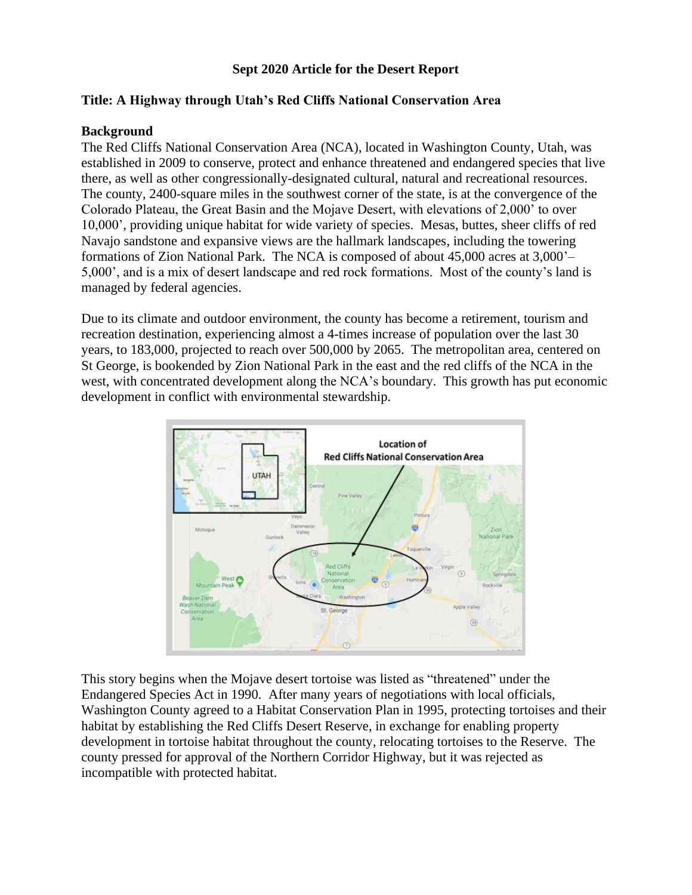**Sept 2020 Article for the Desert Report**

**Title: A Highway through Utah's Red Cliffs National Conservation Area**

**Background**

The Red Cliffs National Conservation Area (NCA), located in Washington County, Utah, was established in 2009 to conserve, protect and enhance threatened and endangered species that live there, as well as other congressionally-designated cultural, natural and recreational resources. The county, 2400-square miles in the southwest corner of the state, is at the convergence of the Colorado Plateau, the Great Basin and the Mojave Desert, with elevations of 2,000' to over 10,000', providing unique habitat for wide variety of species. Mesas, buttes, sheer cliffs of red Navajo sandstone and expansive views are the hallmark landscapes, including the towering formations of Zion National Park. The NCA is composed of about 45,000 acres at 3,000'–5,000', and is a mix of desert landscape and red rock formations. Most of the county's land is managed by federal agencies.

Due to its climate and outdoor environment, the county has become a retirement, tourism and recreation destination, experiencing almost a 4-times increase of population over the last 30 years, to 183,000, projected to reach over 500,000 by 2065. The metropolitan area, centered on St George, is bookended by Zion National Park in the east and the red cliffs of the NCA in the west, with concentrated development along the NCA's boundary. This growth has put economic development in conflict with environmental stewardship.

This story begins when the Mojave desert tortoise was listed as "threatened" under the Endangered Species Act in 1990. After many years of negotiations with local officials, Washington County agreed to a Habitat Conservation Plan in 1995, protecting tortoises and their habitat by establishing the Red Cliffs Desert Reserve, in exchange for enabling property development in tortoise habitat throughout the county, relocating tortoises to the Reserve. The county pressed for approval of the Northern Corridor Highway, but it was rejected as incompatible with protected habitat.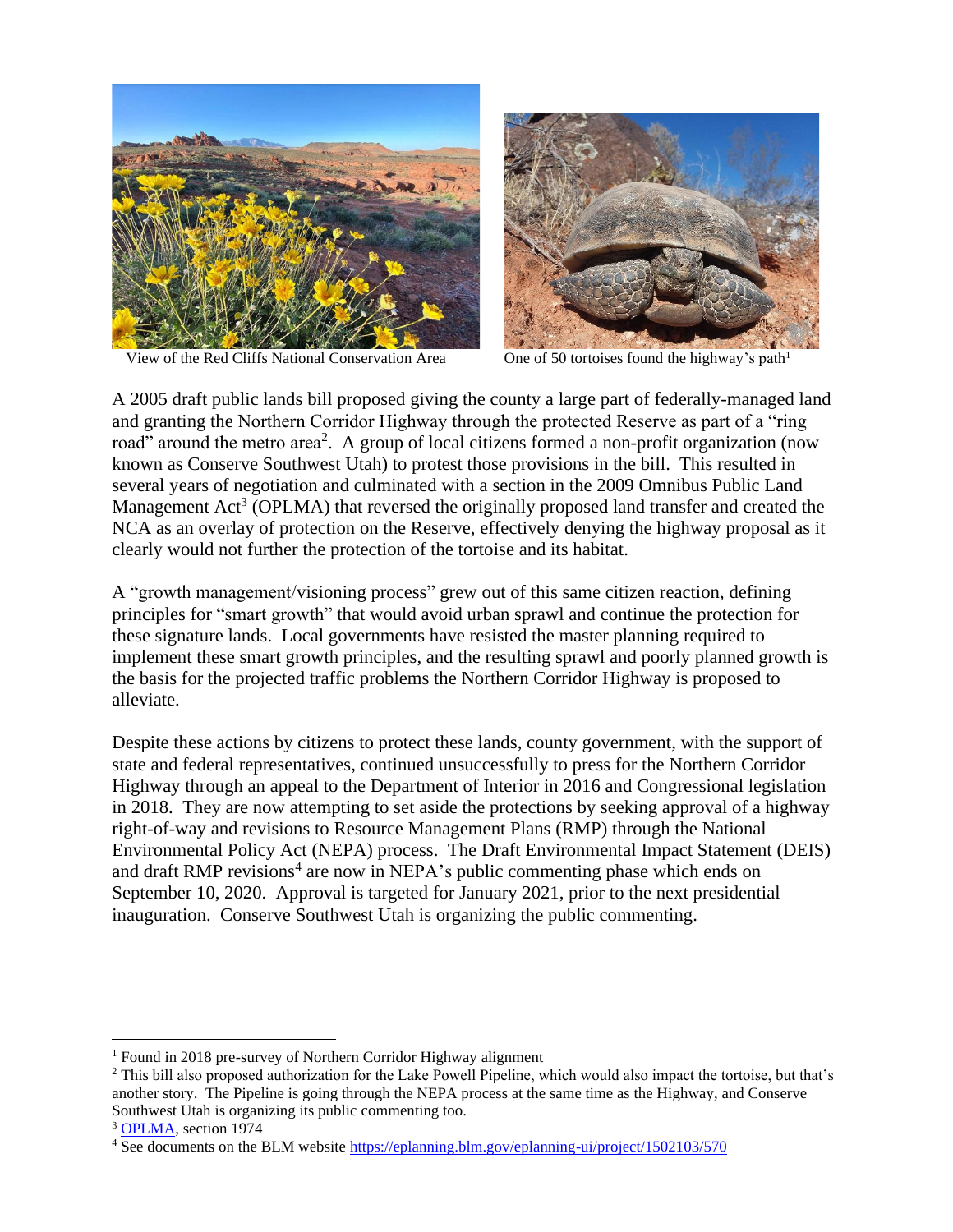View of the Red Cliffs National Conservation Area

One of 50 tortoises found the highway's path[1]

A 2005 draft public lands bill proposed giving the county a large part of federally-managed land and granting the Northern Corridor Highway through the protected Reserve as part of a "ring road" around the metro area[2]. A group of local citizens formed a non-profit organization (now known as Conserve Southwest Utah) to protest those provisions in the bill. This resulted in several years of negotiation and culminated with a section in the 2009 Omnibus Public Land Management Act[3] (OPLMA) that reversed the originally proposed land transfer and created the NCA as an overlay of protection on the Reserve, effectively denying the highway proposal as it clearly would not further the protection of the tortoise and its habitat.

A "growth management/visioning process" grew out of this same citizen reaction, defining principles for "smart growth" that would avoid urban sprawl and continue the protection for these signature lands. Local governments have resisted the master planning required to implement these smart growth principles, and the resulting sprawl and poorly planned growth is the basis for the projected traffic problems the Northern Corridor Highway is proposed to alleviate.

Despite these actions by citizens to protect these lands, county government, with the support of state and federal representatives, continued unsuccessfully to press for the Northern Corridor Highway through an appeal to the Department of Interior in 2016 and Congressional legislation in 2018. They are now attempting to set aside the protections by seeking approval of a highway right-of-way and revisions to Resource Management Plans (RMP) through the National Environmental Policy Act (NEPA) process. The Draft Environmental Impact Statement (DEIS) and draft RMP revisions[4] are now in NEPA's public commenting phase which ends on September 10, 2020. Approval is targeted for January 2021, prior to the next presidential inauguration. Conserve Southwest Utah is organizing the public commenting.

---

[1] Found in 2018 pre-survey of Northern Corridor Highway alignment

[2] This bill also proposed authorization for the Lake Powell Pipeline, which would also impact the tortoise, but that's another story. The Pipeline is going through the NEPA process at the same time as the Highway, and Conserve Southwest Utah is organizing its public commenting too.

[3] OPLMA, section 1974

[4] See documents on the BLM website https://eplanning.blm.gov/eplanning-ui/project/1502103/570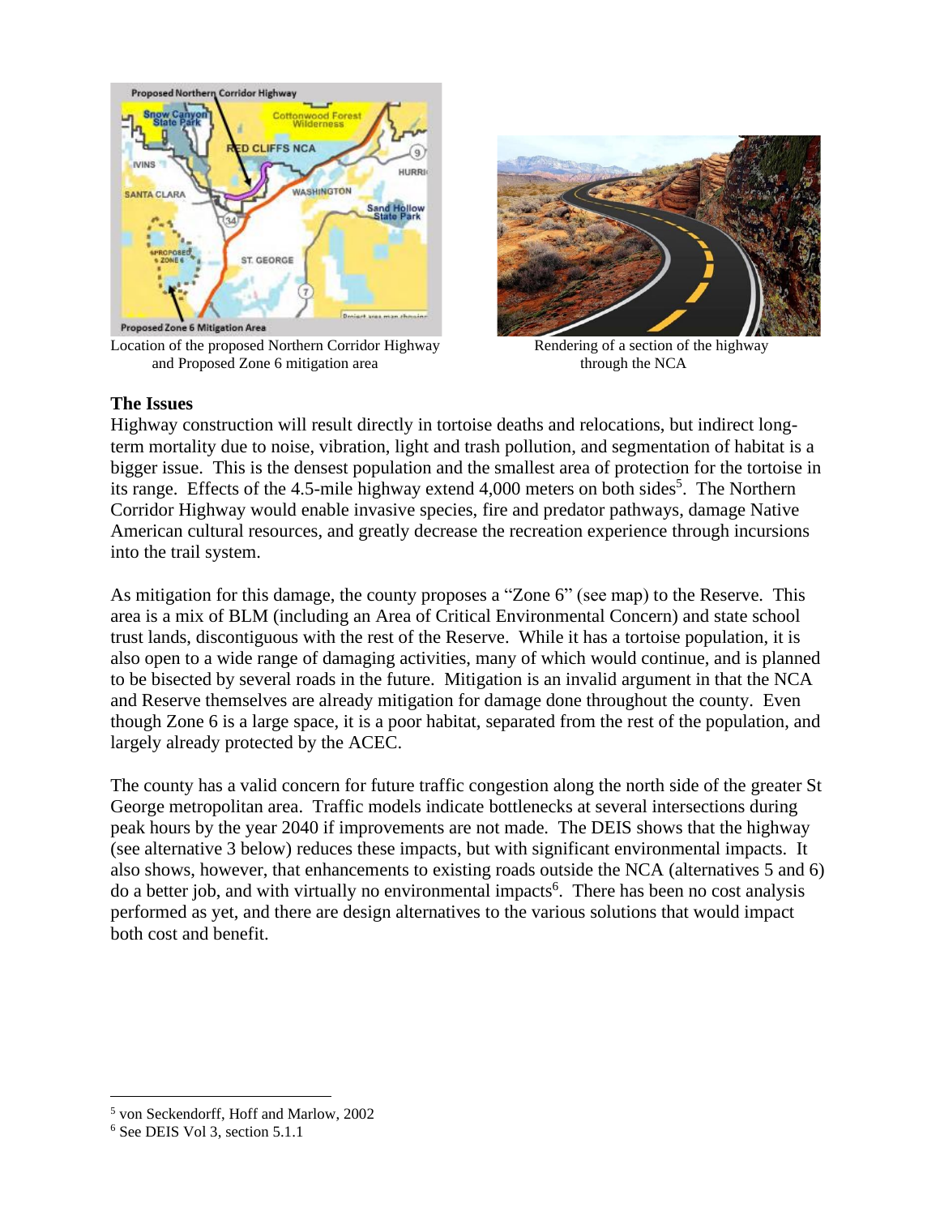Location of the proposed Northern Corridor Highway and Proposed Zone 6 mitigation area

Rendering of a section of the highway through the NCA

**The Issues**

Highway construction will result directly in tortoise deaths and relocations, but indirect long-term mortality due to noise, vibration, light and trash pollution, and segmentation of habitat is a bigger issue. This is the densest population and the smallest area of protection for the tortoise in its range. Effects of the 4.5-mile highway extend 4,000 meters on both sides[5]. The Northern Corridor Highway would enable invasive species, fire and predator pathways, damage Native American cultural resources, and greatly decrease the recreation experience through incursions into the trail system.

As mitigation for this damage, the county proposes a "Zone 6" (see map) to the Reserve. This area is a mix of BLM (including an Area of Critical Environmental Concern) and state school trust lands, discontiguous with the rest of the Reserve. While it has a tortoise population, it is also open to a wide range of damaging activities, many of which would continue, and is planned to be bisected by several roads in the future. Mitigation is an invalid argument in that the NCA and Reserve themselves are already mitigation for damage done throughout the county. Even though Zone 6 is a large space, it is a poor habitat, separated from the rest of the population, and largely already protected by the ACEC.

The county has a valid concern for future traffic congestion along the north side of the greater St George metropolitan area. Traffic models indicate bottlenecks at several intersections during peak hours by the year 2040 if improvements are not made. The DEIS shows that the highway (see alternative 3 below) reduces these impacts, but with significant environmental impacts. It also shows, however, that enhancements to existing roads outside the NCA (alternatives 5 and 6) do a better job, and with virtually no environmental impacts[6]. There has been no cost analysis performed as yet, and there are design alternatives to the various solutions that would impact both cost and benefit.

---

[5] von Seckendorff, Hoff and Marlow, 2002

[6] See DEIS Vol 3, section 5.1.1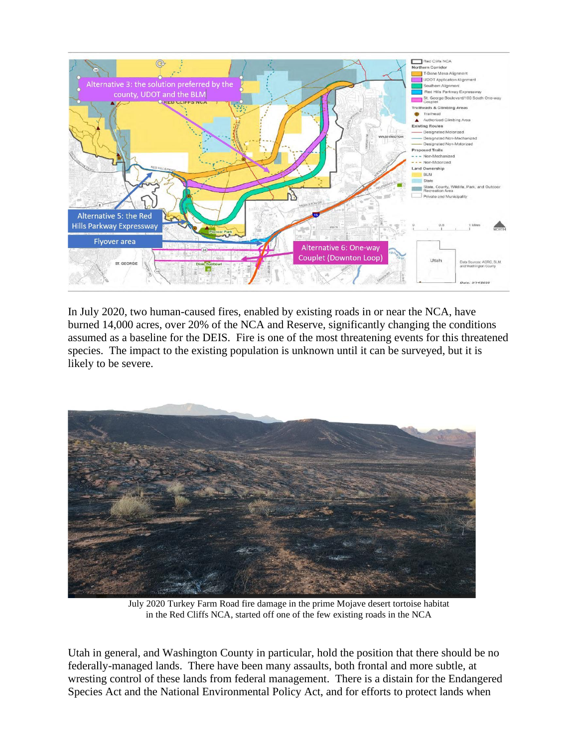In July 2020, two human-caused fires, enabled by existing roads in or near the NCA, have burned 14,000 acres, over 20% of the NCA and Reserve, significantly changing the conditions assumed as a baseline for the DEIS. Fire is one of the most threatening events for this threatened species. The impact to the existing population is unknown until it can be surveyed, but it is likely to be severe.

July 2020 Turkey Farm Road fire damage in the prime Mojave desert tortoise habitat in the Red Cliffs NCA, started off one of the few existing roads in the NCA

Utah in general, and Washington County in particular, hold the position that there should be no federally-managed lands. There have been many assaults, both frontal and more subtle, at wresting control of these lands from federal management. There is a distain for the Endangered Species Act and the National Environmental Policy Act, and for efforts to protect lands when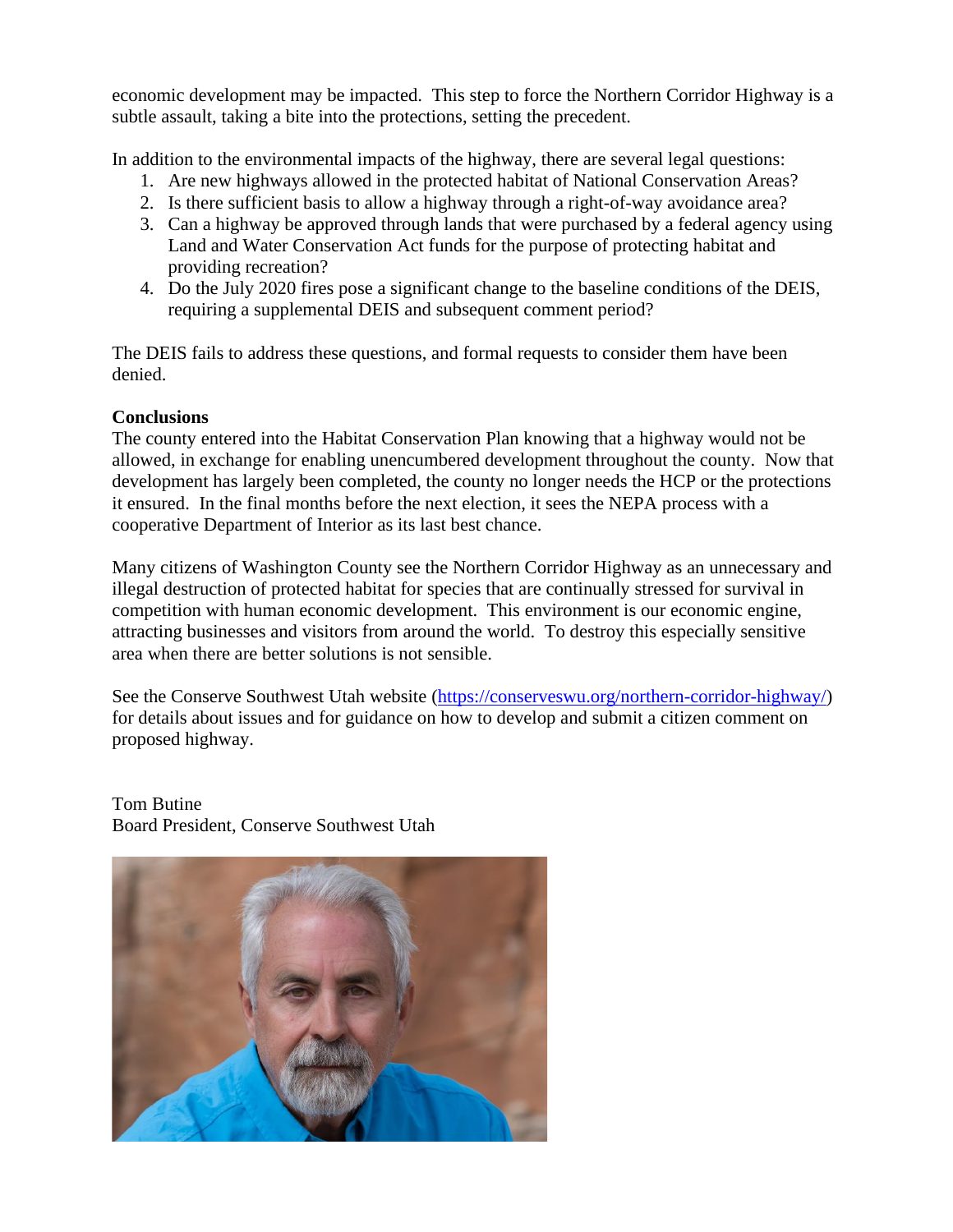economic development may be impacted. This step to force the Northern Corridor Highway is a subtle assault, taking a bite into the protections, setting the precedent.

In addition to the environmental impacts of the highway, there are several legal questions:

1. Are new highways allowed in the protected habitat of National Conservation Areas?
2. Is there sufficient basis to allow a highway through a right-of-way avoidance area?
3. Can a highway be approved through lands that were purchased by a federal agency using Land and Water Conservation Act funds for the purpose of protecting habitat and providing recreation?
4. Do the July 2020 fires pose a significant change to the baseline conditions of the DEIS, requiring a supplemental DEIS and subsequent comment period?

The DEIS fails to address these questions, and formal requests to consider them have been denied.

**Conclusions**

The county entered into the Habitat Conservation Plan knowing that a highway would not be allowed, in exchange for enabling unencumbered development throughout the county. Now that development has largely been completed, the county no longer needs the HCP or the protections it ensured. In the final months before the next election, it sees the NEPA process with a cooperative Department of Interior as its last best chance.

Many citizens of Washington County see the Northern Corridor Highway as an unnecessary and illegal destruction of protected habitat for species that are continually stressed for survival in competition with human economic development. This environment is our economic engine, attracting businesses and visitors from around the world. To destroy this especially sensitive area when there are better solutions is not sensible.

See the Conserve Southwest Utah website (https://conserveswu.org/northern-corridor-highway/) for details about issues and for guidance on how to develop and submit a citizen comment on proposed highway.

Tom Butine
Board President, Conserve Southwest Utah